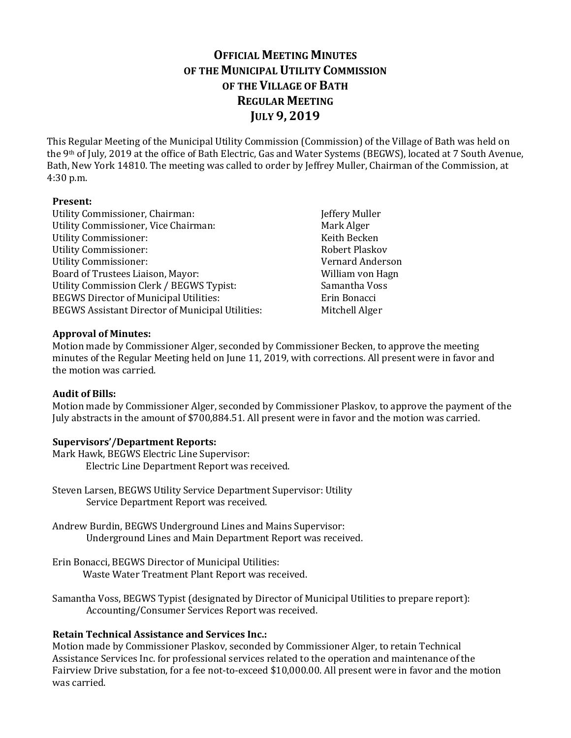# Official Meeting Minutes of the Municipal Utility Commission of the Village of Bath Regular Meeting July 9, 2019

This Regular Meeting of the Municipal Utility Commission (Commission) of the Village of Bath was held on the 9th of July, 2019 at the office of Bath Electric, Gas and Water Systems (BEGWS), located at 7 South Avenue, Bath, New York 14810. The meeting was called to order by Jeffrey Muller, Chairman of the Commission, at 4:30 p.m.

**Present:**

| | |
|---|---|
| Utility Commissioner, Chairman: | Jeffery Muller |
| Utility Commissioner, Vice Chairman: | Mark Alger |
| Utility Commissioner: | Keith Becken |
| Utility Commissioner: | Robert Plaskov |
| Utility Commissioner: | Vernard Anderson |
| Board of Trustees Liaison, Mayor: | William von Hagn |
| Utility Commission Clerk / BEGWS Typist: | Samantha Voss |
| BEGWS Director of Municipal Utilities: | Erin Bonacci |
| BEGWS Assistant Director of Municipal Utilities: | Mitchell Alger |

**Approval of Minutes:**
Motion made by Commissioner Alger, seconded by Commissioner Becken, to approve the meeting minutes of the Regular Meeting held on June 11, 2019, with corrections. All present were in favor and the motion was carried.

**Audit of Bills:**
Motion made by Commissioner Alger, seconded by Commissioner Plaskov, to approve the payment of the July abstracts in the amount of $700,884.51. All present were in favor and the motion was carried.

**Supervisors'/Department Reports:**

Mark Hawk, BEGWS Electric Line Supervisor:
Electric Line Department Report was received.

Steven Larsen, BEGWS Utility Service Department Supervisor: Utility Service Department Report was received.

Andrew Burdin, BEGWS Underground Lines and Mains Supervisor:
Underground Lines and Main Department Report was received.

Erin Bonacci, BEGWS Director of Municipal Utilities:
Waste Water Treatment Plant Report was received.

Samantha Voss, BEGWS Typist (designated by Director of Municipal Utilities to prepare report):
Accounting/Consumer Services Report was received.

**Retain Technical Assistance and Services Inc.:**
Motion made by Commissioner Plaskov, seconded by Commissioner Alger, to retain Technical Assistance Services Inc. for professional services related to the operation and maintenance of the Fairview Drive substation, for a fee not-to-exceed $10,000.00. All present were in favor and the motion was carried.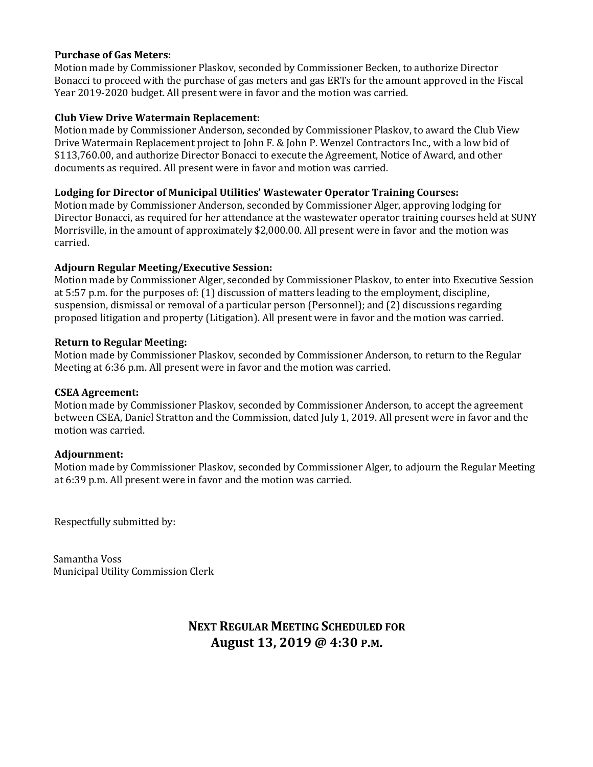**Purchase of Gas Meters:**
Motion made by Commissioner Plaskov, seconded by Commissioner Becken, to authorize Director Bonacci to proceed with the purchase of gas meters and gas ERTs for the amount approved in the Fiscal Year 2019-2020 budget. All present were in favor and the motion was carried.

**Club View Drive Watermain Replacement:**
Motion made by Commissioner Anderson, seconded by Commissioner Plaskov, to award the Club View Drive Watermain Replacement project to John F. & John P. Wenzel Contractors Inc., with a low bid of $113,760.00, and authorize Director Bonacci to execute the Agreement, Notice of Award, and other documents as required. All present were in favor and motion was carried.

**Lodging for Director of Municipal Utilities' Wastewater Operator Training Courses:**
Motion made by Commissioner Anderson, seconded by Commissioner Alger, approving lodging for Director Bonacci, as required for her attendance at the wastewater operator training courses held at SUNY Morrisville, in the amount of approximately $2,000.00. All present were in favor and the motion was carried.

**Adjourn Regular Meeting/Executive Session:**
Motion made by Commissioner Alger, seconded by Commissioner Plaskov, to enter into Executive Session at 5:57 p.m. for the purposes of: (1) discussion of matters leading to the employment, discipline, suspension, dismissal or removal of a particular person (Personnel); and (2) discussions regarding proposed litigation and property (Litigation). All present were in favor and the motion was carried.

**Return to Regular Meeting:**
Motion made by Commissioner Plaskov, seconded by Commissioner Anderson, to return to the Regular Meeting at 6:36 p.m. All present were in favor and the motion was carried.

**CSEA Agreement:**
Motion made by Commissioner Plaskov, seconded by Commissioner Anderson, to accept the agreement between CSEA, Daniel Stratton and the Commission, dated July 1, 2019. All present were in favor and the motion was carried.

**Adjournment:**
Motion made by Commissioner Plaskov, seconded by Commissioner Alger, to adjourn the Regular Meeting at 6:39 p.m. All present were in favor and the motion was carried.

Respectfully submitted by:

Samantha Voss
Municipal Utility Commission Clerk

**NEXT REGULAR MEETING SCHEDULED FOR**
**August 13, 2019 @ 4:30 P.M.**